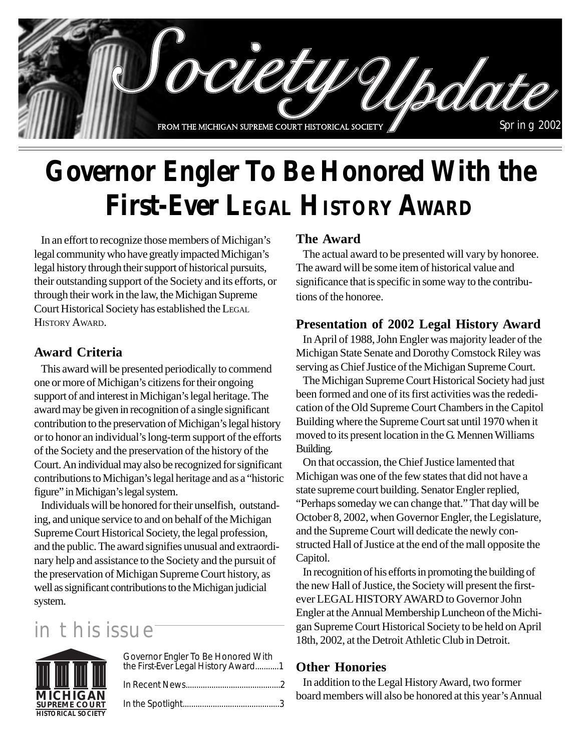# Society Update

FROM THE MICHIGAN SUPREME COURT HISTORICAL SOCIETY

Spring 2002

# Governor Engler To Be Honored With the First-Ever LEGAL HISTORY AWARD

In an effort to recognize those members of Michigan's legal community who have greatly impacted Michigan's legal history through their support of historical pursuits, their outstanding support of the Society and its efforts, or through their work in the law, the Michigan Supreme Court Historical Society has established the LEGAL HISTORY AWARD.

## Award Criteria

This award will be presented periodically to commend one or more of Michigan's citizens for their ongoing support of and interest in Michigan's legal heritage. The award may be given in recognition of a single significant contribution to the preservation of Michigan's legal history or to honor an individual's long-term support of the efforts of the Society and the preservation of the history of the Court. An individual may also be recognized for significant contributions to Michigan's legal heritage and as a "historic figure" in Michigan's legal system.

Individuals will be honored for their unselfish, outstanding, and unique service to and on behalf of the Michigan Supreme Court Historical Society, the legal profession, and the public. The award signifies unusual and extraordinary help and assistance to the Society and the pursuit of the preservation of Michigan Supreme Court history, as well as significant contributions to the Michigan judicial system.

## in this issue

MICHIGAN SUPREME COURT HISTORICAL SOCIETY

Governor Engler To Be Honored With the First-Ever Legal History Award...........1

In Recent News............................................2

In the Spotlight.............................................3

## The Award

The actual award to be presented will vary by honoree. The award will be some item of historical value and significance that is specific in some way to the contributions of the honoree.

## Presentation of 2002 Legal History Award

In April of 1988, John Engler was majority leader of the Michigan State Senate and Dorothy Comstock Riley was serving as Chief Justice of the Michigan Supreme Court.

The Michigan Supreme Court Historical Society had just been formed and one of its first activities was the rededication of the Old Supreme Court Chambers in the Capitol Building where the Supreme Court sat until 1970 when it moved to its present location in the G. Mennen Williams Building.

On that occassion, the Chief Justice lamented that Michigan was one of the few states that did not have a state supreme court building. Senator Engler replied, "Perhaps someday we can change that." That day will be October 8, 2002, when Governor Engler, the Legislature, and the Supreme Court will dedicate the newly constructed Hall of Justice at the end of the mall opposite the Capitol.

In recognition of his efforts in promoting the building of the new Hall of Justice, the Society will present the first-ever LEGAL HISTORY AWARD to Governor John Engler at the Annual Membership Luncheon of the Michigan Supreme Court Historical Society to be held on April 18th, 2002, at the Detroit Athletic Club in Detroit.

## Other Honories

In addition to the Legal History Award, two former board members will also be honored at this year's Annual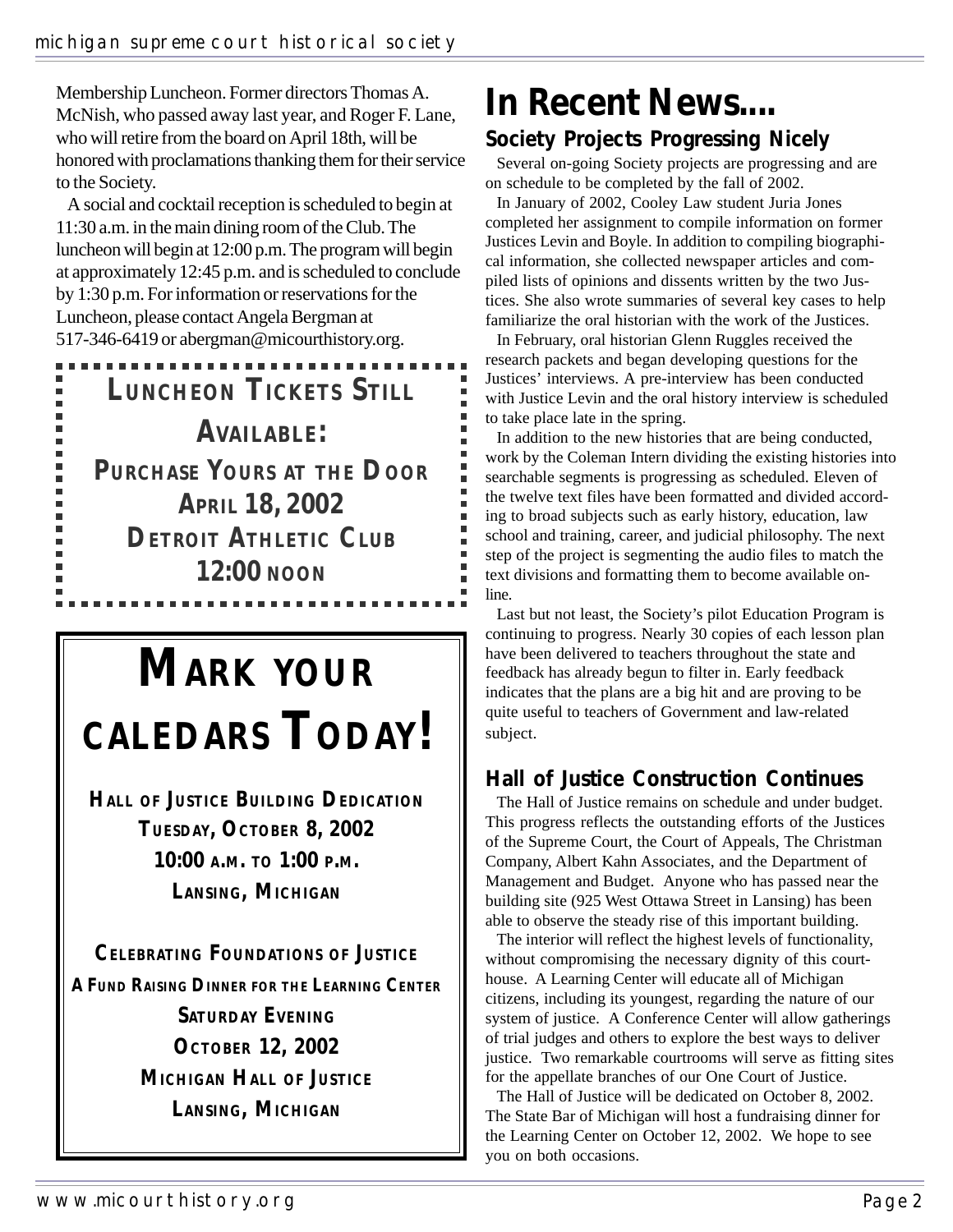Membership Luncheon. Former directors Thomas A. McNish, who passed away last year, and Roger F. Lane, who will retire from the board on April 18th, will be honored with proclamations thanking them for their service to the Society.

A social and cocktail reception is scheduled to begin at 11:30 a.m. in the main dining room of the Club. The luncheon will begin at 12:00 p.m. The program will begin at approximately 12:45 p.m. and is scheduled to conclude by 1:30 p.m. For information or reservations for the Luncheon, please contact Angela Bergman at 517-346-6419 or abergman@micourthistory.org.

**LUNCHEON TICKETS STILL AVAILABLE:**
**PURCHASE YOURS AT THE DOOR**
**APRIL 18, 2002**
**DETROIT ATHLETIC CLUB**
**12:00 NOON**

# MARK YOUR CALEDARS TODAY!

**HALL OF JUSTICE BUILDING DEDICATION**
**TUESDAY, OCTOBER 8, 2002**
**10:00 A.M. TO 1:00 P.M.**
**LANSING, MICHIGAN**

**CELEBRATING FOUNDATIONS OF JUSTICE**
**A FUND RAISING DINNER FOR THE LEARNING CENTER**
**SATURDAY EVENING**
**OCTOBER 12, 2002**
**MICHIGAN HALL OF JUSTICE**
**LANSING, MICHIGAN**

# In Recent News....

## Society Projects Progressing Nicely

Several on-going Society projects are progressing and are on schedule to be completed by the fall of 2002.

In January of 2002, Cooley Law student Juria Jones completed her assignment to compile information on former Justices Levin and Boyle. In addition to compiling biographical information, she collected newspaper articles and compiled lists of opinions and dissents written by the two Justices. She also wrote summaries of several key cases to help familiarize the oral historian with the work of the Justices.

In February, oral historian Glenn Ruggles received the research packets and began developing questions for the Justices' interviews. A pre-interview has been conducted with Justice Levin and the oral history interview is scheduled to take place late in the spring.

In addition to the new histories that are being conducted, work by the Coleman Intern dividing the existing histories into searchable segments is progressing as scheduled. Eleven of the twelve text files have been formatted and divided according to broad subjects such as early history, education, law school and training, career, and judicial philosophy. The next step of the project is segmenting the audio files to match the text divisions and formatting them to become available online.

Last but not least, the Society's pilot Education Program is continuing to progress. Nearly 30 copies of each lesson plan have been delivered to teachers throughout the state and feedback has already begun to filter in. Early feedback indicates that the plans are a big hit and are proving to be quite useful to teachers of Government and law-related subject.

## Hall of Justice Construction Continues

The Hall of Justice remains on schedule and under budget. This progress reflects the outstanding efforts of the Justices of the Supreme Court, the Court of Appeals, The Christman Company, Albert Kahn Associates, and the Department of Management and Budget. Anyone who has passed near the building site (925 West Ottawa Street in Lansing) has been able to observe the steady rise of this important building.

The interior will reflect the highest levels of functionality, without compromising the necessary dignity of this courthouse. A Learning Center will educate all of Michigan citizens, including its youngest, regarding the nature of our system of justice. A Conference Center will allow gatherings of trial judges and others to explore the best ways to deliver justice. Two remarkable courtrooms will serve as fitting sites for the appellate branches of our One Court of Justice.

The Hall of Justice will be dedicated on October 8, 2002. The State Bar of Michigan will host a fundraising dinner for the Learning Center on October 12, 2002. We hope to see you on both occasions.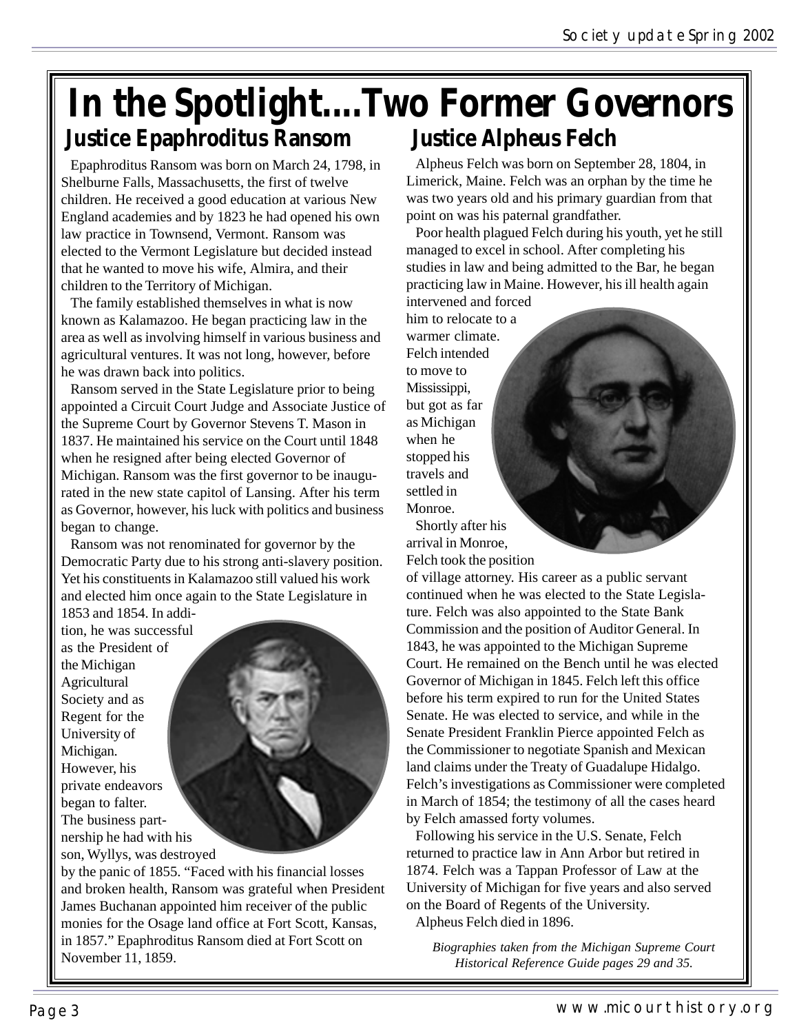# In the Spotlight....Two Former Governors

## Justice Epaphroditus Ransom

Epaphroditus Ransom was born on March 24, 1798, in Shelburne Falls, Massachusetts, the first of twelve children. He received a good education at various New England academies and by 1823 he had opened his own law practice in Townsend, Vermont. Ransom was elected to the Vermont Legislature but decided instead that he wanted to move his wife, Almira, and their children to the Territory of Michigan.

The family established themselves in what is now known as Kalamazoo. He began practicing law in the area as well as involving himself in various business and agricultural ventures. It was not long, however, before he was drawn back into politics.

Ransom served in the State Legislature prior to being appointed a Circuit Court Judge and Associate Justice of the Supreme Court by Governor Stevens T. Mason in 1837. He maintained his service on the Court until 1848 when he resigned after being elected Governor of Michigan. Ransom was the first governor to be inaugurated in the new state capitol of Lansing. After his term as Governor, however, his luck with politics and business began to change.

Ransom was not renominated for governor by the Democratic Party due to his strong anti-slavery position. Yet his constituents in Kalamazoo still valued his work and elected him once again to the State Legislature in 1853 and 1854. In addition, he was successful as the President of the Michigan Agricultural Society and as Regent for the University of Michigan. However, his private endeavors began to falter. The business partnership he had with his son, Wyllys, was destroyed by the panic of 1855. "Faced with his financial losses and broken health, Ransom was grateful when President James Buchanan appointed him receiver of the public monies for the Osage land office at Fort Scott, Kansas, in 1857." Epaphroditus Ransom died at Fort Scott on November 11, 1859.

## Justice Alpheus Felch

Alpheus Felch was born on September 28, 1804, in Limerick, Maine. Felch was an orphan by the time he was two years old and his primary guardian from that point on was his paternal grandfather.

Poor health plagued Felch during his youth, yet he still managed to excel in school. After completing his studies in law and being admitted to the Bar, he began practicing law in Maine. However, his ill health again intervened and forced him to relocate to a warmer climate. Felch intended to move to Mississippi, but got as far as Michigan when he stopped his travels and settled in Monroe.

Shortly after his arrival in Monroe, Felch took the position of village attorney. His career as a public servant continued when he was elected to the State Legislature. Felch was also appointed to the State Bank Commission and the position of Auditor General. In 1843, he was appointed to the Michigan Supreme Court. He remained on the Bench until he was elected Governor of Michigan in 1845. Felch left this office before his term expired to run for the United States Senate. He was elected to service, and while in the Senate President Franklin Pierce appointed Felch as the Commissioner to negotiate Spanish and Mexican land claims under the Treaty of Guadalupe Hidalgo. Felch's investigations as Commissioner were completed in March of 1854; the testimony of all the cases heard by Felch amassed forty volumes.

Following his service in the U.S. Senate, Felch returned to practice law in Ann Arbor but retired in 1874. Felch was a Tappan Professor of Law at the University of Michigan for five years and also served on the Board of Regents of the University.

Alpheus Felch died in 1896.

*Biographies taken from the Michigan Supreme Court Historical Reference Guide pages 29 and 35.*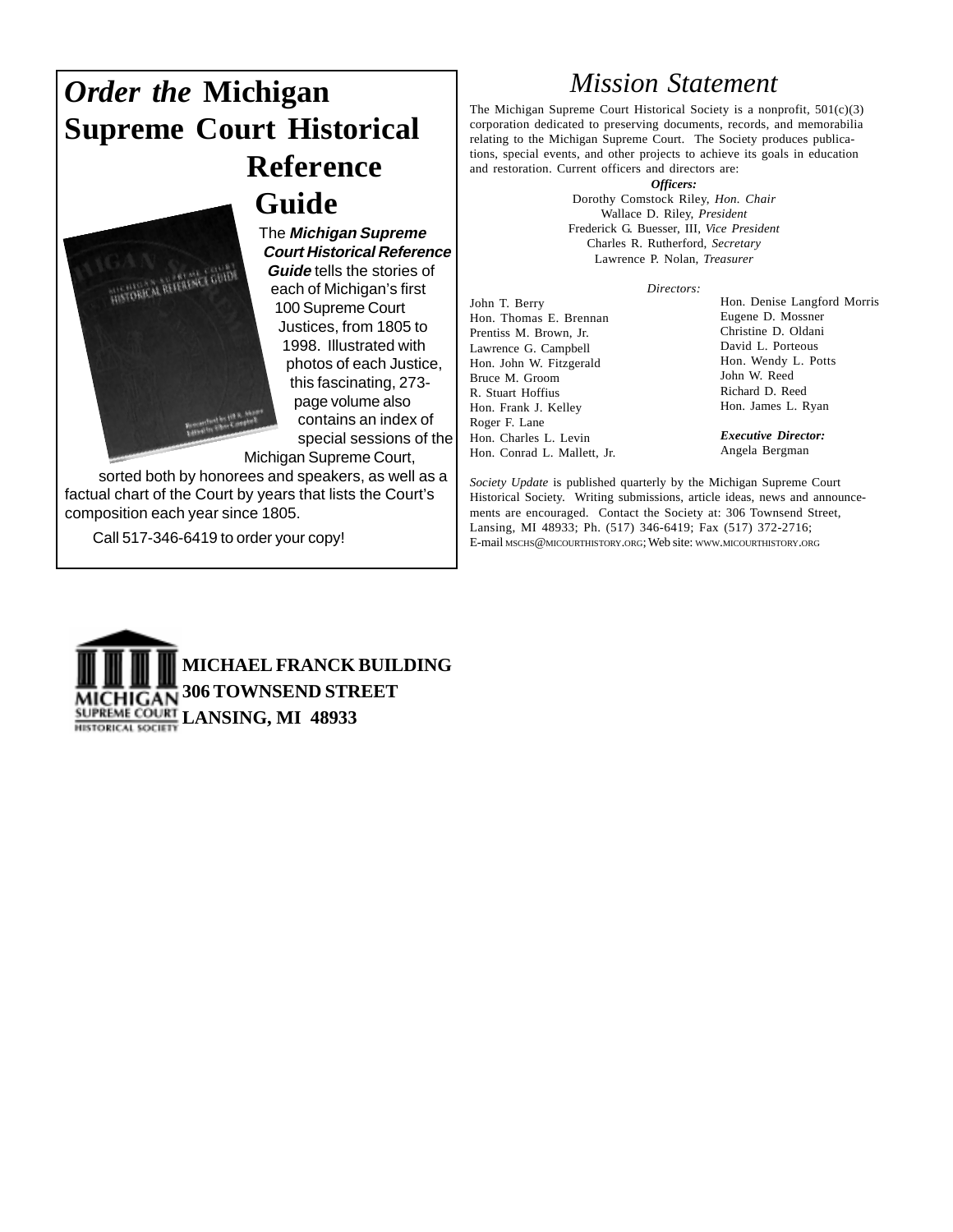## *Order the* Michigan Supreme Court Historical Reference Guide

The ***Michigan Supreme Court Historical Reference Guide*** tells the stories of each of Michigan's first 100 Supreme Court Justices, from 1805 to 1998. Illustrated with photos of each Justice, this fascinating, 273-page volume also contains an index of special sessions of the Michigan Supreme Court, sorted both by honorees and speakers, as well as a factual chart of the Court by years that lists the Court's composition each year since 1805.

Call 517-346-6419 to order your copy!

## *Mission Statement*

The Michigan Supreme Court Historical Society is a nonprofit, 501(c)(3) corporation dedicated to preserving documents, records, and memorabilia relating to the Michigan Supreme Court. The Society produces publications, special events, and other projects to achieve its goals in education and restoration. Current officers and directors are:

***Officers:***

Dorothy Comstock Riley, *Hon. Chair*
Wallace D. Riley, *President*
Frederick G. Buesser, III, *Vice President*
Charles R. Rutherford, *Secretary*
Lawrence P. Nolan, *Treasurer*

*Directors:*

John T. Berry
Hon. Thomas E. Brennan
Prentiss M. Brown, Jr.
Lawrence G. Campbell
Hon. John W. Fitzgerald
Bruce M. Groom
R. Stuart Hoffius
Hon. Frank J. Kelley
Roger F. Lane
Hon. Charles L. Levin
Hon. Conrad L. Mallett, Jr.
Hon. Denise Langford Morris
Eugene D. Mossner
Christine D. Oldani
David L. Porteous
Hon. Wendy L. Potts
John W. Reed
Richard D. Reed
Hon. James L. Ryan

***Executive Director:***
Angela Bergman

*Society Update* is published quarterly by the Michigan Supreme Court Historical Society. Writing submissions, article ideas, news and announcements are encouraged. Contact the Society at: 306 Townsend Street, Lansing, MI 48933; Ph. (517) 346-6419; Fax (517) 372-2716; E-mail mschs@micourthistory.org; Web site: www.micourthistory.org

MICHIGAN SUPREME COURT HISTORICAL SOCIETY

**MICHAEL FRANCK BUILDING**
**306 TOWNSEND STREET**
**LANSING, MI 48933**